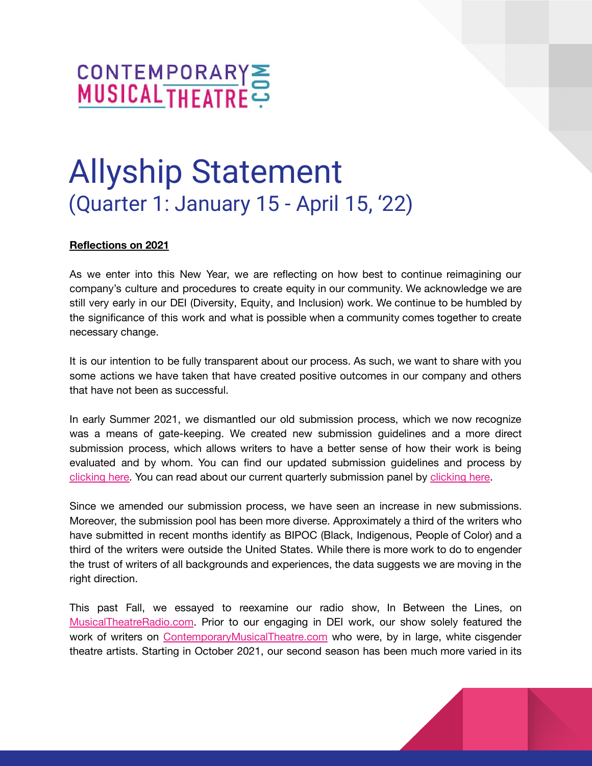CONTEMPORARY MUSICAL THEATRE .COM

# Allyship Statement

## (Quarter 1: January 15 - April 15, '22)

**Reflections on 2021**

As we enter into this New Year, we are reflecting on how best to continue reimagining our company's culture and procedures to create equity in our community. We acknowledge we are still very early in our DEI (Diversity, Equity, and Inclusion) work. We continue to be humbled by the significance of this work and what is possible when a community comes together to create necessary change.

It is our intention to be fully transparent about our process. As such, we want to share with you some actions we have taken that have created positive outcomes in our company and others that have not been as successful.

In early Summer 2021, we dismantled our old submission process, which we now recognize was a means of gate-keeping. We created new submission guidelines and a more direct submission process, which allows writers to have a better sense of how their work is being evaluated and by whom. You can find our updated submission guidelines and process by clicking here. You can read about our current quarterly submission panel by clicking here.

Since we amended our submission process, we have seen an increase in new submissions. Moreover, the submission pool has been more diverse. Approximately a third of the writers who have submitted in recent months identify as BIPOC (Black, Indigenous, People of Color) and a third of the writers were outside the United States. While there is more work to do to engender the trust of writers of all backgrounds and experiences, the data suggests we are moving in the right direction.

This past Fall, we essayed to reexamine our radio show, In Between the Lines, on MusicalTheatreRadio.com. Prior to our engaging in DEI work, our show solely featured the work of writers on ContemporaryMusicalTheatre.com who were, by in large, white cisgender theatre artists. Starting in October 2021, our second season has been much more varied in its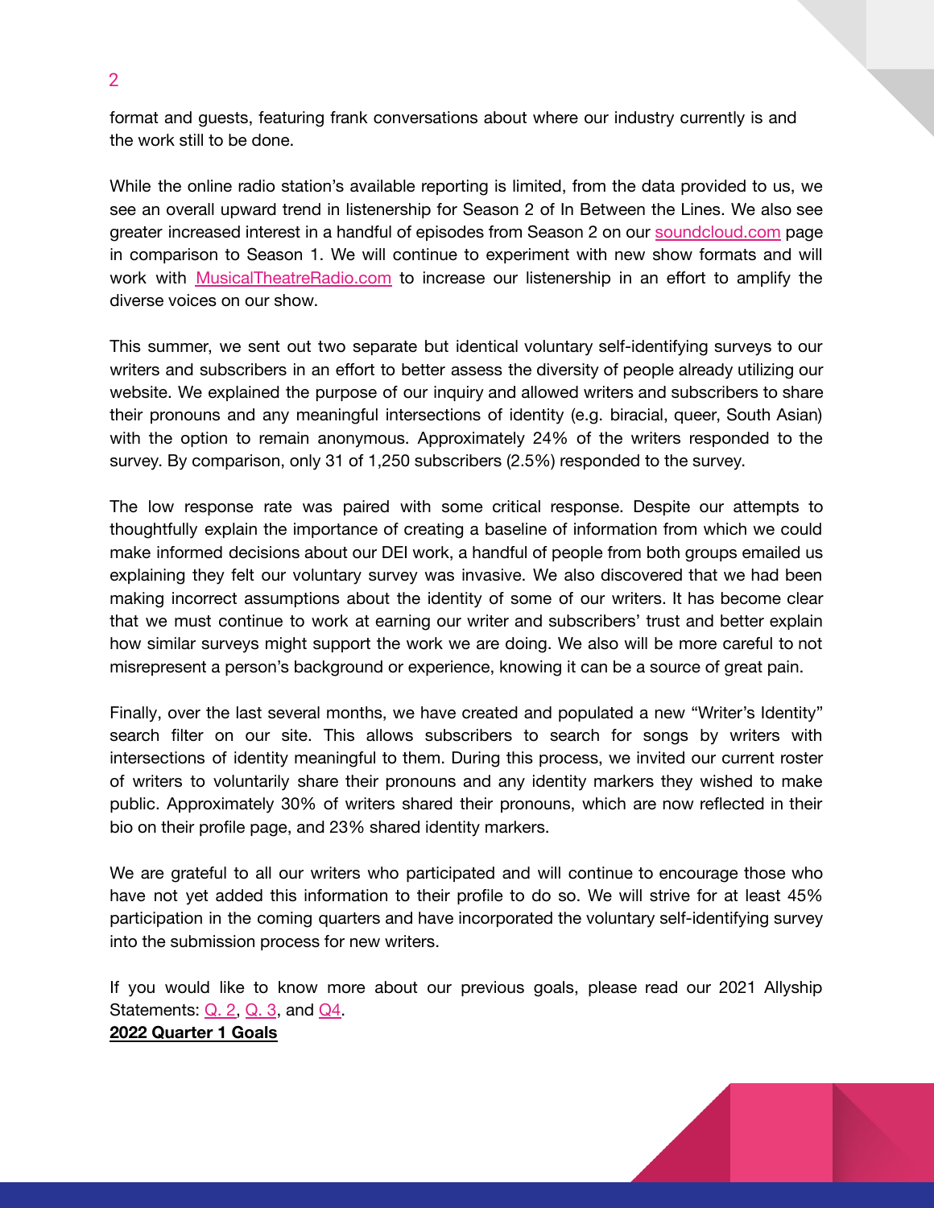format and guests, featuring frank conversations about where our industry currently is and the work still to be done.

While the online radio station's available reporting is limited, from the data provided to us, we see an overall upward trend in listenership for Season 2 of In Between the Lines. We also see greater increased interest in a handful of episodes from Season 2 on our [soundcloud.com]() page in comparison to Season 1. We will continue to experiment with new show formats and will work with [MusicalTheatreRadio.com]() to increase our listenership in an effort to amplify the diverse voices on our show.

This summer, we sent out two separate but identical voluntary self-identifying surveys to our writers and subscribers in an effort to better assess the diversity of people already utilizing our website. We explained the purpose of our inquiry and allowed writers and subscribers to share their pronouns and any meaningful intersections of identity (e.g. biracial, queer, South Asian) with the option to remain anonymous. Approximately 24% of the writers responded to the survey. By comparison, only 31 of 1,250 subscribers (2.5%) responded to the survey.

The low response rate was paired with some critical response. Despite our attempts to thoughtfully explain the importance of creating a baseline of information from which we could make informed decisions about our DEI work, a handful of people from both groups emailed us explaining they felt our voluntary survey was invasive. We also discovered that we had been making incorrect assumptions about the identity of some of our writers. It has become clear that we must continue to work at earning our writer and subscribers' trust and better explain how similar surveys might support the work we are doing. We also will be more careful to not misrepresent a person's background or experience, knowing it can be a source of great pain.

Finally, over the last several months, we have created and populated a new "Writer's Identity" search filter on our site. This allows subscribers to search for songs by writers with intersections of identity meaningful to them. During this process, we invited our current roster of writers to voluntarily share their pronouns and any identity markers they wished to make public. Approximately 30% of writers shared their pronouns, which are now reflected in their bio on their profile page, and 23% shared identity markers.

We are grateful to all our writers who participated and will continue to encourage those who have not yet added this information to their profile to do so. We will strive for at least 45% participation in the coming quarters and have incorporated the voluntary self-identifying survey into the submission process for new writers.

If you would like to know more about our previous goals, please read our 2021 Allyship Statements: [Q. 2](), [Q. 3](), and [Q4]().

**2022 Quarter 1 Goals**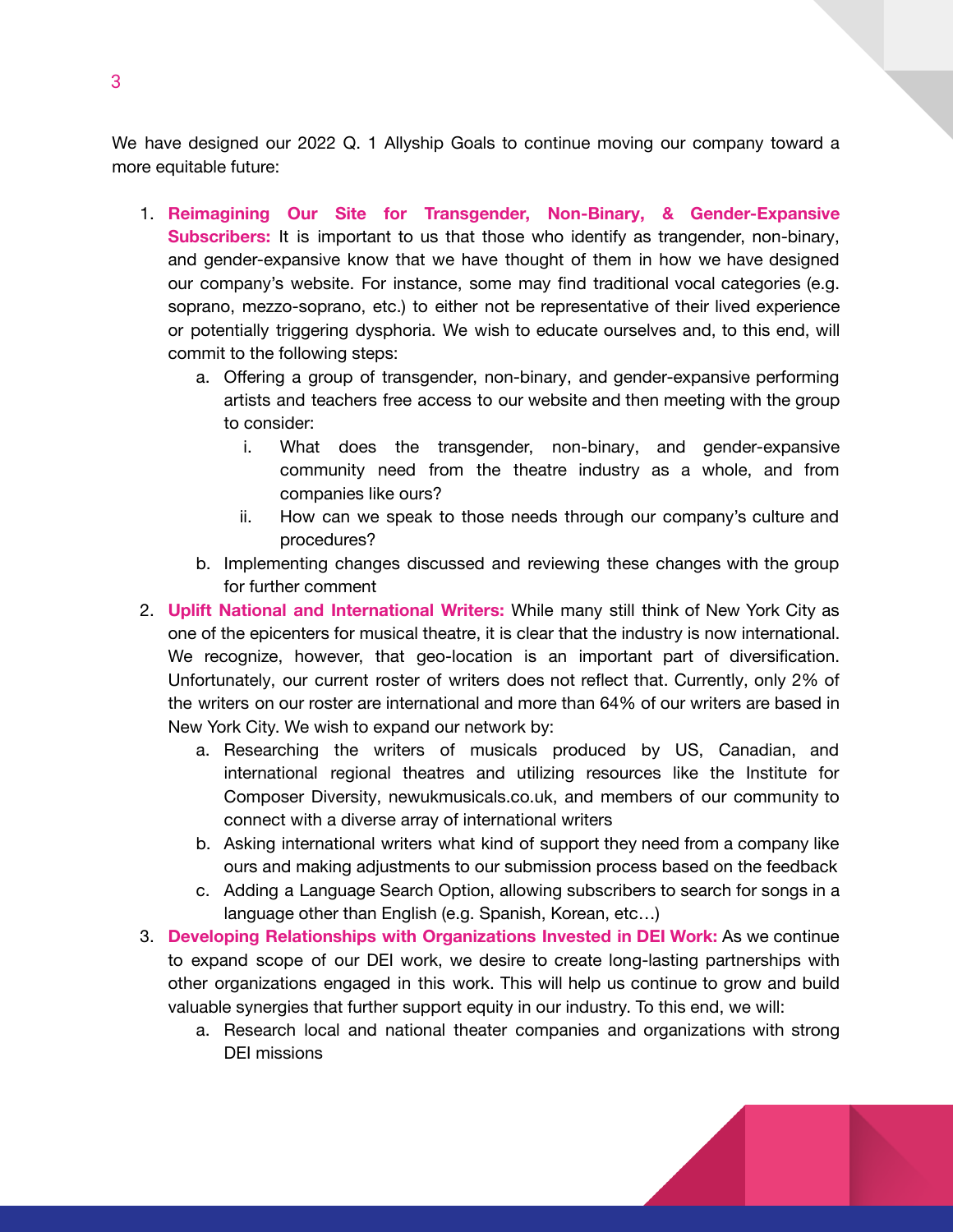We have designed our 2022 Q. 1 Allyship Goals to continue moving our company toward a more equitable future:

1. **Reimagining Our Site for Transgender, Non-Binary, & Gender-Expansive Subscribers:** It is important to us that those who identify as trangender, non-binary, and gender-expansive know that we have thought of them in how we have designed our company's website. For instance, some may find traditional vocal categories (e.g. soprano, mezzo-soprano, etc.) to either not be representative of their lived experience or potentially triggering dysphoria. We wish to educate ourselves and, to this end, will commit to the following steps:
    a. Offering a group of transgender, non-binary, and gender-expansive performing artists and teachers free access to our website and then meeting with the group to consider:
        i. What does the transgender, non-binary, and gender-expansive community need from the theatre industry as a whole, and from companies like ours?
        ii. How can we speak to those needs through our company's culture and procedures?
    b. Implementing changes discussed and reviewing these changes with the group for further comment
2. **Uplift National and International Writers:** While many still think of New York City as one of the epicenters for musical theatre, it is clear that the industry is now international. We recognize, however, that geo-location is an important part of diversification. Unfortunately, our current roster of writers does not reflect that. Currently, only 2% of the writers on our roster are international and more than 64% of our writers are based in New York City. We wish to expand our network by:
    a. Researching the writers of musicals produced by US, Canadian, and international regional theatres and utilizing resources like the Institute for Composer Diversity, newukmusicals.co.uk, and members of our community to connect with a diverse array of international writers
    b. Asking international writers what kind of support they need from a company like ours and making adjustments to our submission process based on the feedback
    c. Adding a Language Search Option, allowing subscribers to search for songs in a language other than English (e.g. Spanish, Korean, etc…)
3. **Developing Relationships with Organizations Invested in DEI Work:** As we continue to expand scope of our DEI work, we desire to create long-lasting partnerships with other organizations engaged in this work. This will help us continue to grow and build valuable synergies that further support equity in our industry. To this end, we will:
    a. Research local and national theater companies and organizations with strong DEI missions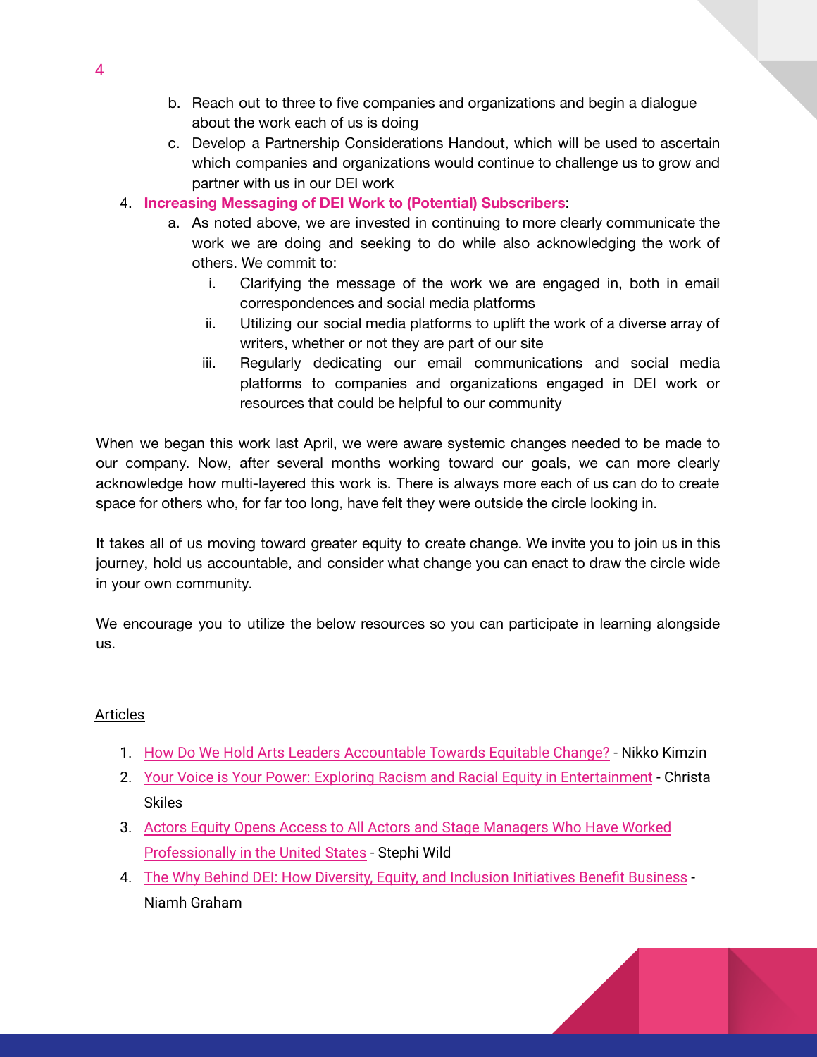b. Reach out to three to five companies and organizations and begin a dialogue about the work each of us is doing
   c. Develop a Partnership Considerations Handout, which will be used to ascertain which companies and organizations would continue to challenge us to grow and partner with us in our DEI work
4. **Increasing Messaging of DEI Work to (Potential) Subscribers**:
   a. As noted above, we are invested in continuing to more clearly communicate the work we are doing and seeking to do while also acknowledging the work of others. We commit to:
      i. Clarifying the message of the work we are engaged in, both in email correspondences and social media platforms
      ii. Utilizing our social media platforms to uplift the work of a diverse array of writers, whether or not they are part of our site
      iii. Regularly dedicating our email communications and social media platforms to companies and organizations engaged in DEI work or resources that could be helpful to our community

When we began this work last April, we were aware systemic changes needed to be made to our company. Now, after several months working toward our goals, we can more clearly acknowledge how multi-layered this work is. There is always more each of us can do to create space for others who, for far too long, have felt they were outside the circle looking in.

It takes all of us moving toward greater equity to create change. We invite you to join us in this journey, hold us accountable, and consider what change you can enact to draw the circle wide in your own community.

We encourage you to utilize the below resources so you can participate in learning alongside us.

Articles

1. How Do We Hold Arts Leaders Accountable Towards Equitable Change? - Nikko Kimzin
2. Your Voice is Your Power: Exploring Racism and Racial Equity in Entertainment - Christa Skiles
3. Actors Equity Opens Access to All Actors and Stage Managers Who Have Worked Professionally in the United States - Stephi Wild
4. The Why Behind DEI: How Diversity, Equity, and Inclusion Initiatives Benefit Business - Niamh Graham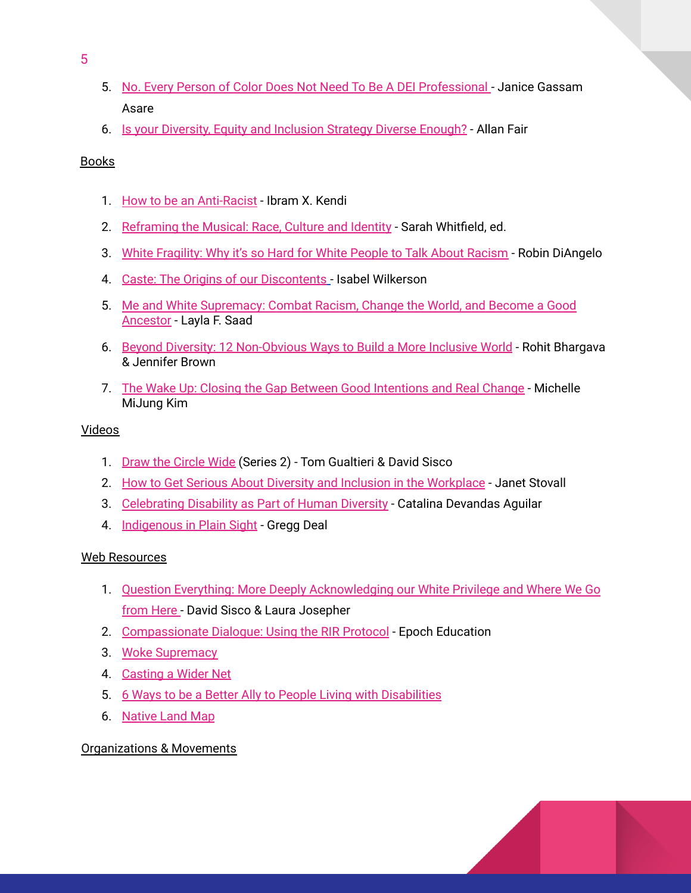5. No. Every Person of Color Does Not Need To Be A DEI Professional - Janice Gassam Asare
6. Is your Diversity, Equity and Inclusion Strategy Diverse Enough? - Allan Fair

Books

1. How to be an Anti-Racist - Ibram X. Kendi
2. Reframing the Musical: Race, Culture and Identity - Sarah Whitfield, ed.
3. White Fragility: Why it's so Hard for White People to Talk About Racism - Robin DiAngelo
4. Caste: The Origins of our Discontents - Isabel Wilkerson
5. Me and White Supremacy: Combat Racism, Change the World, and Become a Good Ancestor - Layla F. Saad
6. Beyond Diversity: 12 Non-Obvious Ways to Build a More Inclusive World - Rohit Bhargava & Jennifer Brown
7. The Wake Up: Closing the Gap Between Good Intentions and Real Change - Michelle MiJung Kim

Videos

1. Draw the Circle Wide (Series 2) - Tom Gualtieri & David Sisco
2. How to Get Serious About Diversity and Inclusion in the Workplace - Janet Stovall
3. Celebrating Disability as Part of Human Diversity - Catalina Devandas Aguilar
4. Indigenous in Plain Sight - Gregg Deal

Web Resources

1. Question Everything: More Deeply Acknowledging our White Privilege and Where We Go from Here - David Sisco & Laura Josepher
2. Compassionate Dialogue: Using the RIR Protocol - Epoch Education
3. Woke Supremacy
4. Casting a Wider Net
5. 6 Ways to be a Better Ally to People Living with Disabilities
6. Native Land Map

Organizations & Movements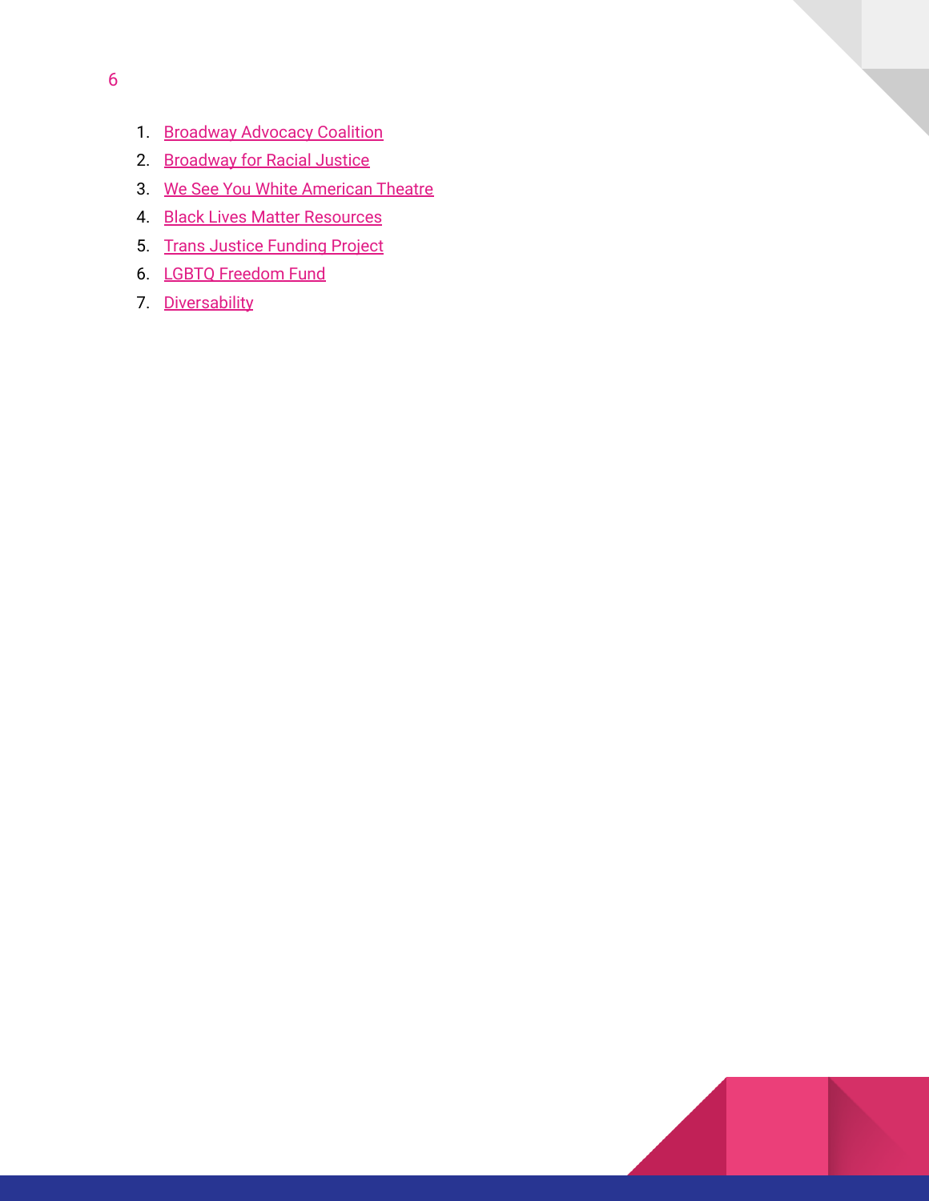1. Broadway Advocacy Coalition
2. Broadway for Racial Justice
3. We See You White American Theatre
4. Black Lives Matter Resources
5. Trans Justice Funding Project
6. LGBTQ Freedom Fund
7. Diversability